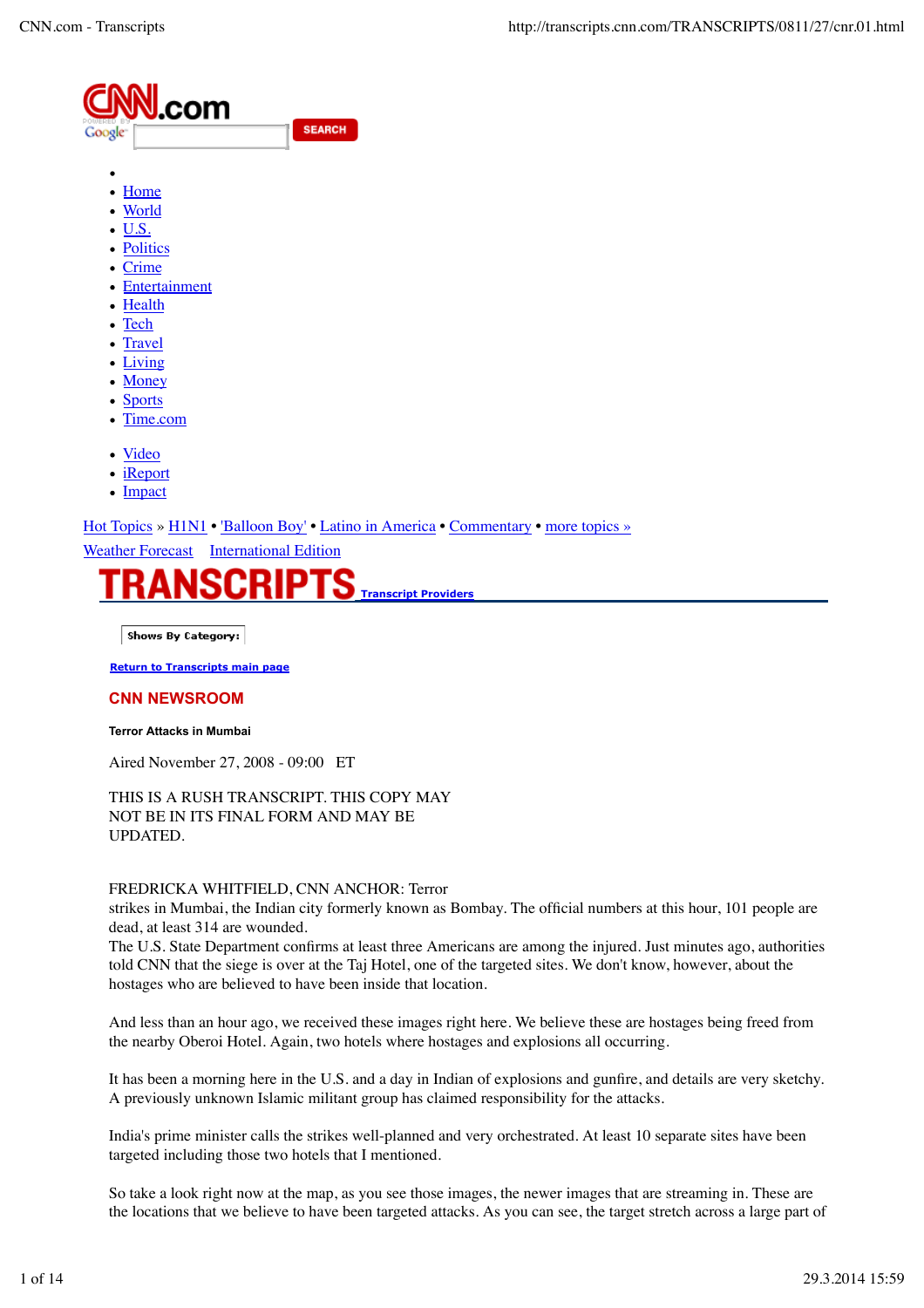CNN.com

SEARCH

- Home
- World
- U.S.
- Politics
- Crime
- Entertainment
- Health
- Tech
- Travel
- Living
- Money
- Sports
- Time.com

- Video
- iReport
- Impact

Hot Topics » H1N1 • 'Balloon Boy' • Latino in America • Commentary • more topics »

Weather Forecast International Edition

# TRANSCRIPTS

Transcript Providers

Shows By Category:

Return to Transcripts main page

## CNN NEWSROOM

**Terror Attacks in Mumbai**

Aired November 27, 2008 - 09:00 ET

THIS IS A RUSH TRANSCRIPT. THIS COPY MAY NOT BE IN ITS FINAL FORM AND MAY BE UPDATED.

FREDRICKA WHITFIELD, CNN ANCHOR: Terror strikes in Mumbai, the Indian city formerly known as Bombay. The official numbers at this hour, 101 people are dead, at least 314 are wounded.
The U.S. State Department confirms at least three Americans are among the injured. Just minutes ago, authorities told CNN that the siege is over at the Taj Hotel, one of the targeted sites. We don't know, however, about the hostages who are believed to have been inside that location.

And less than an hour ago, we received these images right here. We believe these are hostages being freed from the nearby Oberoi Hotel. Again, two hotels where hostages and explosions all occurring.

It has been a morning here in the U.S. and a day in Indian of explosions and gunfire, and details are very sketchy. A previously unknown Islamic militant group has claimed responsibility for the attacks.

India's prime minister calls the strikes well-planned and very orchestrated. At least 10 separate sites have been targeted including those two hotels that I mentioned.

So take a look right now at the map, as you see those images, the newer images that are streaming in. These are the locations that we believe to have been targeted attacks. As you can see, the target stretch across a large part of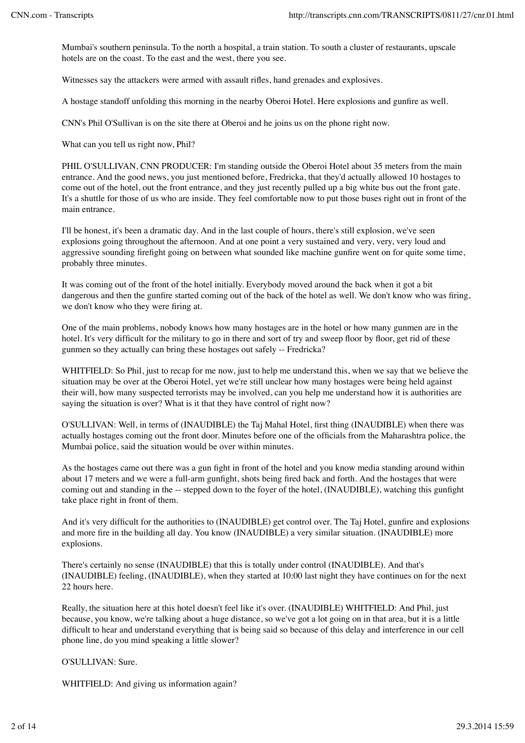Mumbai's southern peninsula. To the north a hospital, a train station. To south a cluster of restaurants, upscale hotels are on the coast. To the east and the west, there you see.

Witnesses say the attackers were armed with assault rifles, hand grenades and explosives.

A hostage standoff unfolding this morning in the nearby Oberoi Hotel. Here explosions and gunfire as well.

CNN's Phil O'Sullivan is on the site there at Oberoi and he joins us on the phone right now.

What can you tell us right now, Phil?

PHIL O'SULLIVAN, CNN PRODUCER: I'm standing outside the Oberoi Hotel about 35 meters from the main entrance. And the good news, you just mentioned before, Fredricka, that they'd actually allowed 10 hostages to come out of the hotel, out the front entrance, and they just recently pulled up a big white bus out the front gate. It's a shuttle for those of us who are inside. They feel comfortable now to put those buses right out in front of the main entrance.

I'll be honest, it's been a dramatic day. And in the last couple of hours, there's still explosion, we've seen explosions going throughout the afternoon. And at one point a very sustained and very, very, very loud and aggressive sounding firefight going on between what sounded like machine gunfire went on for quite some time, probably three minutes.

It was coming out of the front of the hotel initially. Everybody moved around the back when it got a bit dangerous and then the gunfire started coming out of the back of the hotel as well. We don't know who was firing, we don't know who they were firing at.

One of the main problems, nobody knows how many hostages are in the hotel or how many gunmen are in the hotel. It's very difficult for the military to go in there and sort of try and sweep floor by floor, get rid of these gunmen so they actually can bring these hostages out safely -- Fredricka?

WHITFIELD: So Phil, just to recap for me now, just to help me understand this, when we say that we believe the situation may be over at the Oberoi Hotel, yet we're still unclear how many hostages were being held against their will, how many suspected terrorists may be involved, can you help me understand how it is authorities are saying the situation is over? What is it that they have control of right now?

O'SULLIVAN: Well, in terms of (INAUDIBLE) the Taj Mahal Hotel, first thing (INAUDIBLE) when there was actually hostages coming out the front door. Minutes before one of the officials from the Maharashtra police, the Mumbai police, said the situation would be over within minutes.

As the hostages came out there was a gun fight in front of the hotel and you know media standing around within about 17 meters and we were a full-arm gunfight, shots being fired back and forth. And the hostages that were coming out and standing in the -- stepped down to the foyer of the hotel, (INAUDIBLE), watching this gunfight take place right in front of them.

And it's very difficult for the authorities to (INAUDIBLE) get control over. The Taj Hotel, gunfire and explosions and more fire in the building all day. You know (INAUDIBLE) a very similar situation. (INAUDIBLE) more explosions.

There's certainly no sense (INAUDIBLE) that this is totally under control (INAUDIBLE). And that's (INAUDIBLE) feeling, (INAUDIBLE), when they started at 10:00 last night they have continues on for the next 22 hours here.

Really, the situation here at this hotel doesn't feel like it's over. (INAUDIBLE) WHITFIELD: And Phil, just because, you know, we're talking about a huge distance, so we've got a lot going on in that area, but it is a little difficult to hear and understand everything that is being said so because of this delay and interference in our cell phone line, do you mind speaking a little slower?

O'SULLIVAN: Sure.

WHITFIELD: And giving us information again?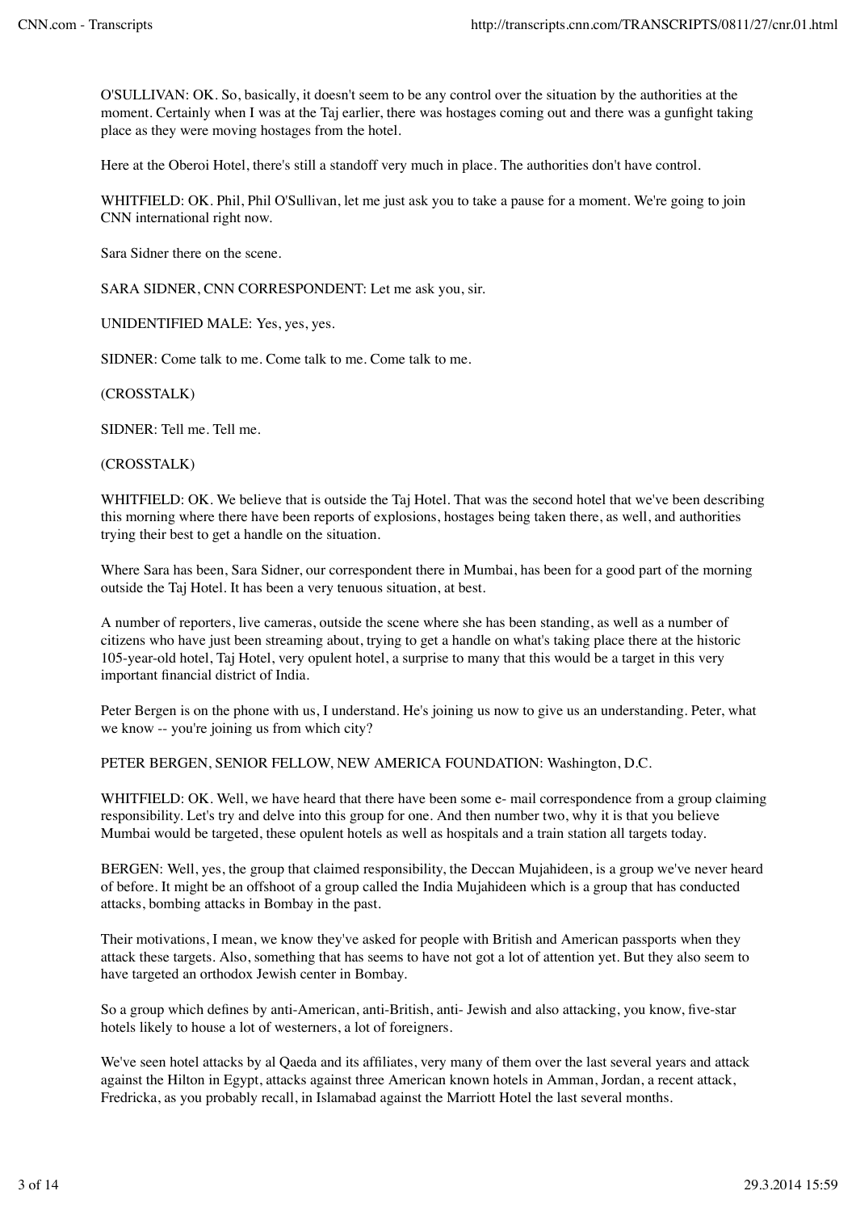O'SULLIVAN: OK. So, basically, it doesn't seem to be any control over the situation by the authorities at the moment. Certainly when I was at the Taj earlier, there was hostages coming out and there was a gunfight taking place as they were moving hostages from the hotel.

Here at the Oberoi Hotel, there's still a standoff very much in place. The authorities don't have control.

WHITFIELD: OK. Phil, Phil O'Sullivan, let me just ask you to take a pause for a moment. We're going to join CNN international right now.

Sara Sidner there on the scene.

SARA SIDNER, CNN CORRESPONDENT: Let me ask you, sir.

UNIDENTIFIED MALE: Yes, yes, yes.

SIDNER: Come talk to me. Come talk to me. Come talk to me.

(CROSSTALK)

SIDNER: Tell me. Tell me.

(CROSSTALK)

WHITFIELD: OK. We believe that is outside the Taj Hotel. That was the second hotel that we've been describing this morning where there have been reports of explosions, hostages being taken there, as well, and authorities trying their best to get a handle on the situation.

Where Sara has been, Sara Sidner, our correspondent there in Mumbai, has been for a good part of the morning outside the Taj Hotel. It has been a very tenuous situation, at best.

A number of reporters, live cameras, outside the scene where she has been standing, as well as a number of citizens who have just been streaming about, trying to get a handle on what's taking place there at the historic 105-year-old hotel, Taj Hotel, very opulent hotel, a surprise to many that this would be a target in this very important financial district of India.

Peter Bergen is on the phone with us, I understand. He's joining us now to give us an understanding. Peter, what we know -- you're joining us from which city?

PETER BERGEN, SENIOR FELLOW, NEW AMERICA FOUNDATION: Washington, D.C.

WHITFIELD: OK. Well, we have heard that there have been some e- mail correspondence from a group claiming responsibility. Let's try and delve into this group for one. And then number two, why it is that you believe Mumbai would be targeted, these opulent hotels as well as hospitals and a train station all targets today.

BERGEN: Well, yes, the group that claimed responsibility, the Deccan Mujahideen, is a group we've never heard of before. It might be an offshoot of a group called the India Mujahideen which is a group that has conducted attacks, bombing attacks in Bombay in the past.

Their motivations, I mean, we know they've asked for people with British and American passports when they attack these targets. Also, something that has seems to have not got a lot of attention yet. But they also seem to have targeted an orthodox Jewish center in Bombay.

So a group which defines by anti-American, anti-British, anti- Jewish and also attacking, you know, five-star hotels likely to house a lot of westerners, a lot of foreigners.

We've seen hotel attacks by al Qaeda and its affiliates, very many of them over the last several years and attack against the Hilton in Egypt, attacks against three American known hotels in Amman, Jordan, a recent attack, Fredricka, as you probably recall, in Islamabad against the Marriott Hotel the last several months.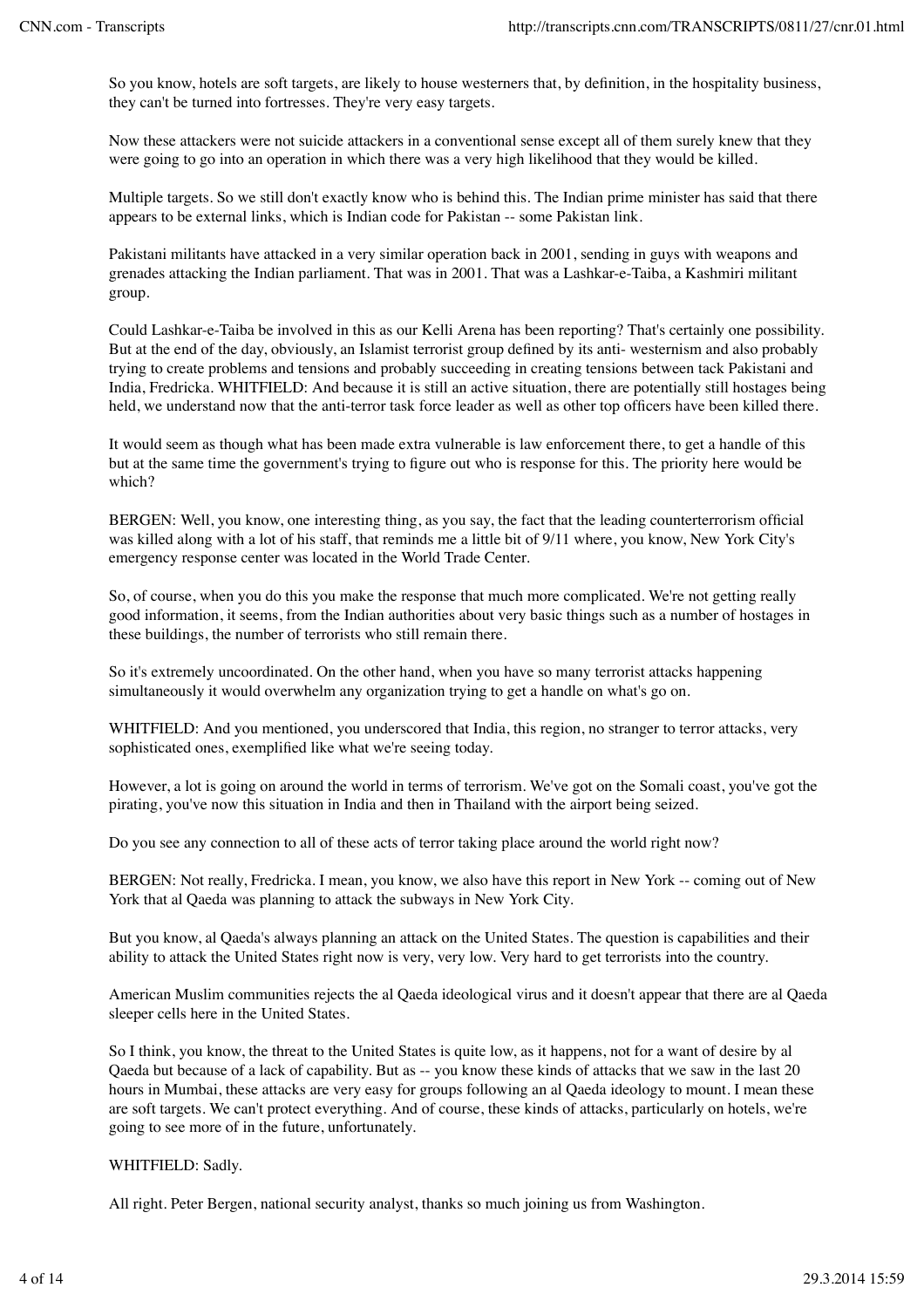So you know, hotels are soft targets, are likely to house westerners that, by definition, in the hospitality business, they can't be turned into fortresses. They're very easy targets.

Now these attackers were not suicide attackers in a conventional sense except all of them surely knew that they were going to go into an operation in which there was a very high likelihood that they would be killed.

Multiple targets. So we still don't exactly know who is behind this. The Indian prime minister has said that there appears to be external links, which is Indian code for Pakistan -- some Pakistan link.

Pakistani militants have attacked in a very similar operation back in 2001, sending in guys with weapons and grenades attacking the Indian parliament. That was in 2001. That was a Lashkar-e-Taiba, a Kashmiri militant group.

Could Lashkar-e-Taiba be involved in this as our Kelli Arena has been reporting? That's certainly one possibility. But at the end of the day, obviously, an Islamist terrorist group defined by its anti- westernism and also probably trying to create problems and tensions and probably succeeding in creating tensions between tack Pakistani and India, Fredricka. WHITFIELD: And because it is still an active situation, there are potentially still hostages being held, we understand now that the anti-terror task force leader as well as other top officers have been killed there.

It would seem as though what has been made extra vulnerable is law enforcement there, to get a handle of this but at the same time the government's trying to figure out who is response for this. The priority here would be which?

BERGEN: Well, you know, one interesting thing, as you say, the fact that the leading counterterrorism official was killed along with a lot of his staff, that reminds me a little bit of 9/11 where, you know, New York City's emergency response center was located in the World Trade Center.

So, of course, when you do this you make the response that much more complicated. We're not getting really good information, it seems, from the Indian authorities about very basic things such as a number of hostages in these buildings, the number of terrorists who still remain there.

So it's extremely uncoordinated. On the other hand, when you have so many terrorist attacks happening simultaneously it would overwhelm any organization trying to get a handle on what's go on.

WHITFIELD: And you mentioned, you underscored that India, this region, no stranger to terror attacks, very sophisticated ones, exemplified like what we're seeing today.

However, a lot is going on around the world in terms of terrorism. We've got on the Somali coast, you've got the pirating, you've now this situation in India and then in Thailand with the airport being seized.

Do you see any connection to all of these acts of terror taking place around the world right now?

BERGEN: Not really, Fredricka. I mean, you know, we also have this report in New York -- coming out of New York that al Qaeda was planning to attack the subways in New York City.

But you know, al Qaeda's always planning an attack on the United States. The question is capabilities and their ability to attack the United States right now is very, very low. Very hard to get terrorists into the country.

American Muslim communities rejects the al Qaeda ideological virus and it doesn't appear that there are al Qaeda sleeper cells here in the United States.

So I think, you know, the threat to the United States is quite low, as it happens, not for a want of desire by al Qaeda but because of a lack of capability. But as -- you know these kinds of attacks that we saw in the last 20 hours in Mumbai, these attacks are very easy for groups following an al Qaeda ideology to mount. I mean these are soft targets. We can't protect everything. And of course, these kinds of attacks, particularly on hotels, we're going to see more of in the future, unfortunately.

WHITFIELD: Sadly.

All right. Peter Bergen, national security analyst, thanks so much joining us from Washington.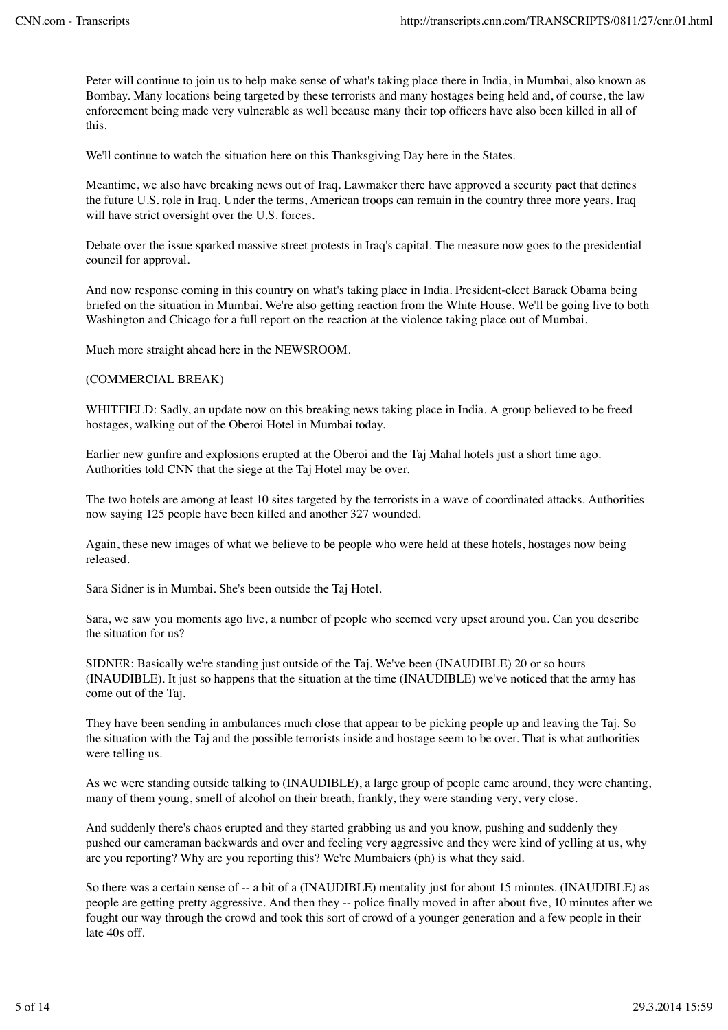Peter will continue to join us to help make sense of what's taking place there in India, in Mumbai, also known as Bombay. Many locations being targeted by these terrorists and many hostages being held and, of course, the law enforcement being made very vulnerable as well because many their top officers have also been killed in all of this.

We'll continue to watch the situation here on this Thanksgiving Day here in the States.

Meantime, we also have breaking news out of Iraq. Lawmaker there have approved a security pact that defines the future U.S. role in Iraq. Under the terms, American troops can remain in the country three more years. Iraq will have strict oversight over the U.S. forces.

Debate over the issue sparked massive street protests in Iraq's capital. The measure now goes to the presidential council for approval.

And now response coming in this country on what's taking place in India. President-elect Barack Obama being briefed on the situation in Mumbai. We're also getting reaction from the White House. We'll be going live to both Washington and Chicago for a full report on the reaction at the violence taking place out of Mumbai.

Much more straight ahead here in the NEWSROOM.

(COMMERCIAL BREAK)

WHITFIELD: Sadly, an update now on this breaking news taking place in India. A group believed to be freed hostages, walking out of the Oberoi Hotel in Mumbai today.

Earlier new gunfire and explosions erupted at the Oberoi and the Taj Mahal hotels just a short time ago. Authorities told CNN that the siege at the Taj Hotel may be over.

The two hotels are among at least 10 sites targeted by the terrorists in a wave of coordinated attacks. Authorities now saying 125 people have been killed and another 327 wounded.

Again, these new images of what we believe to be people who were held at these hotels, hostages now being released.

Sara Sidner is in Mumbai. She's been outside the Taj Hotel.

Sara, we saw you moments ago live, a number of people who seemed very upset around you. Can you describe the situation for us?

SIDNER: Basically we're standing just outside of the Taj. We've been (INAUDIBLE) 20 or so hours (INAUDIBLE). It just so happens that the situation at the time (INAUDIBLE) we've noticed that the army has come out of the Taj.

They have been sending in ambulances much close that appear to be picking people up and leaving the Taj. So the situation with the Taj and the possible terrorists inside and hostage seem to be over. That is what authorities were telling us.

As we were standing outside talking to (INAUDIBLE), a large group of people came around, they were chanting, many of them young, smell of alcohol on their breath, frankly, they were standing very, very close.

And suddenly there's chaos erupted and they started grabbing us and you know, pushing and suddenly they pushed our cameraman backwards and over and feeling very aggressive and they were kind of yelling at us, why are you reporting? Why are you reporting this? We're Mumbaiers (ph) is what they said.

So there was a certain sense of -- a bit of a (INAUDIBLE) mentality just for about 15 minutes. (INAUDIBLE) as people are getting pretty aggressive. And then they -- police finally moved in after about five, 10 minutes after we fought our way through the crowd and took this sort of crowd of a younger generation and a few people in their late 40s off.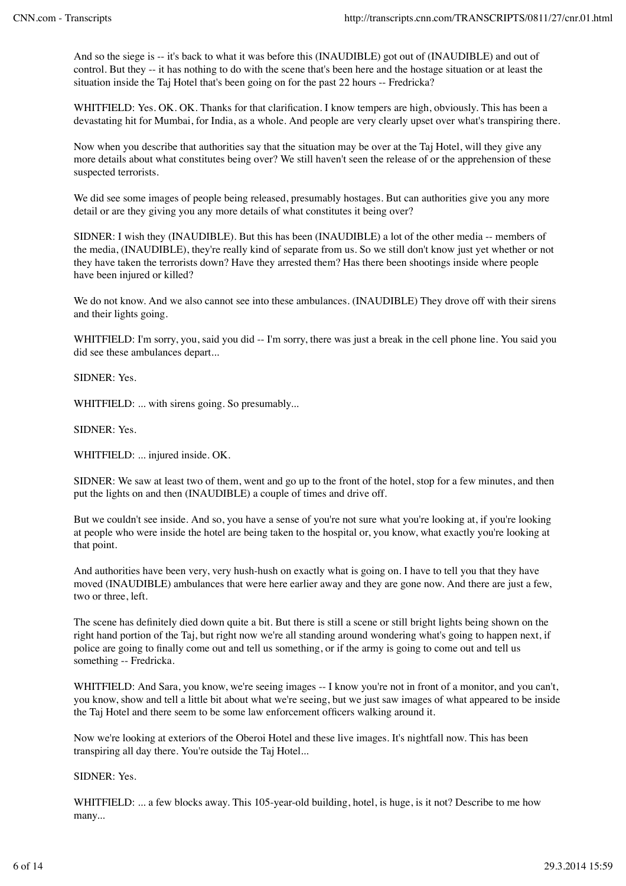And so the siege is -- it's back to what it was before this (INAUDIBLE) got out of (INAUDIBLE) and out of control. But they -- it has nothing to do with the scene that's been here and the hostage situation or at least the situation inside the Taj Hotel that's been going on for the past 22 hours -- Fredricka?

WHITFIELD: Yes. OK. OK. Thanks for that clarification. I know tempers are high, obviously. This has been a devastating hit for Mumbai, for India, as a whole. And people are very clearly upset over what's transpiring there.

Now when you describe that authorities say that the situation may be over at the Taj Hotel, will they give any more details about what constitutes being over? We still haven't seen the release of or the apprehension of these suspected terrorists.

We did see some images of people being released, presumably hostages. But can authorities give you any more detail or are they giving you any more details of what constitutes it being over?

SIDNER: I wish they (INAUDIBLE). But this has been (INAUDIBLE) a lot of the other media -- members of the media, (INAUDIBLE), they're really kind of separate from us. So we still don't know just yet whether or not they have taken the terrorists down? Have they arrested them? Has there been shootings inside where people have been injured or killed?

We do not know. And we also cannot see into these ambulances. (INAUDIBLE) They drove off with their sirens and their lights going.

WHITFIELD: I'm sorry, you, said you did -- I'm sorry, there was just a break in the cell phone line. You said you did see these ambulances depart...

SIDNER: Yes.

WHITFIELD: ... with sirens going. So presumably...

SIDNER: Yes.

WHITFIELD: ... injured inside. OK.

SIDNER: We saw at least two of them, went and go up to the front of the hotel, stop for a few minutes, and then put the lights on and then (INAUDIBLE) a couple of times and drive off.

But we couldn't see inside. And so, you have a sense of you're not sure what you're looking at, if you're looking at people who were inside the hotel are being taken to the hospital or, you know, what exactly you're looking at that point.

And authorities have been very, very hush-hush on exactly what is going on. I have to tell you that they have moved (INAUDIBLE) ambulances that were here earlier away and they are gone now. And there are just a few, two or three, left.

The scene has definitely died down quite a bit. But there is still a scene or still bright lights being shown on the right hand portion of the Taj, but right now we're all standing around wondering what's going to happen next, if police are going to finally come out and tell us something, or if the army is going to come out and tell us something -- Fredricka.

WHITFIELD: And Sara, you know, we're seeing images -- I know you're not in front of a monitor, and you can't, you know, show and tell a little bit about what we're seeing, but we just saw images of what appeared to be inside the Taj Hotel and there seem to be some law enforcement officers walking around it.

Now we're looking at exteriors of the Oberoi Hotel and these live images. It's nightfall now. This has been transpiring all day there. You're outside the Taj Hotel...

SIDNER: Yes.

WHITFIELD: ... a few blocks away. This 105-year-old building, hotel, is huge, is it not? Describe to me how many...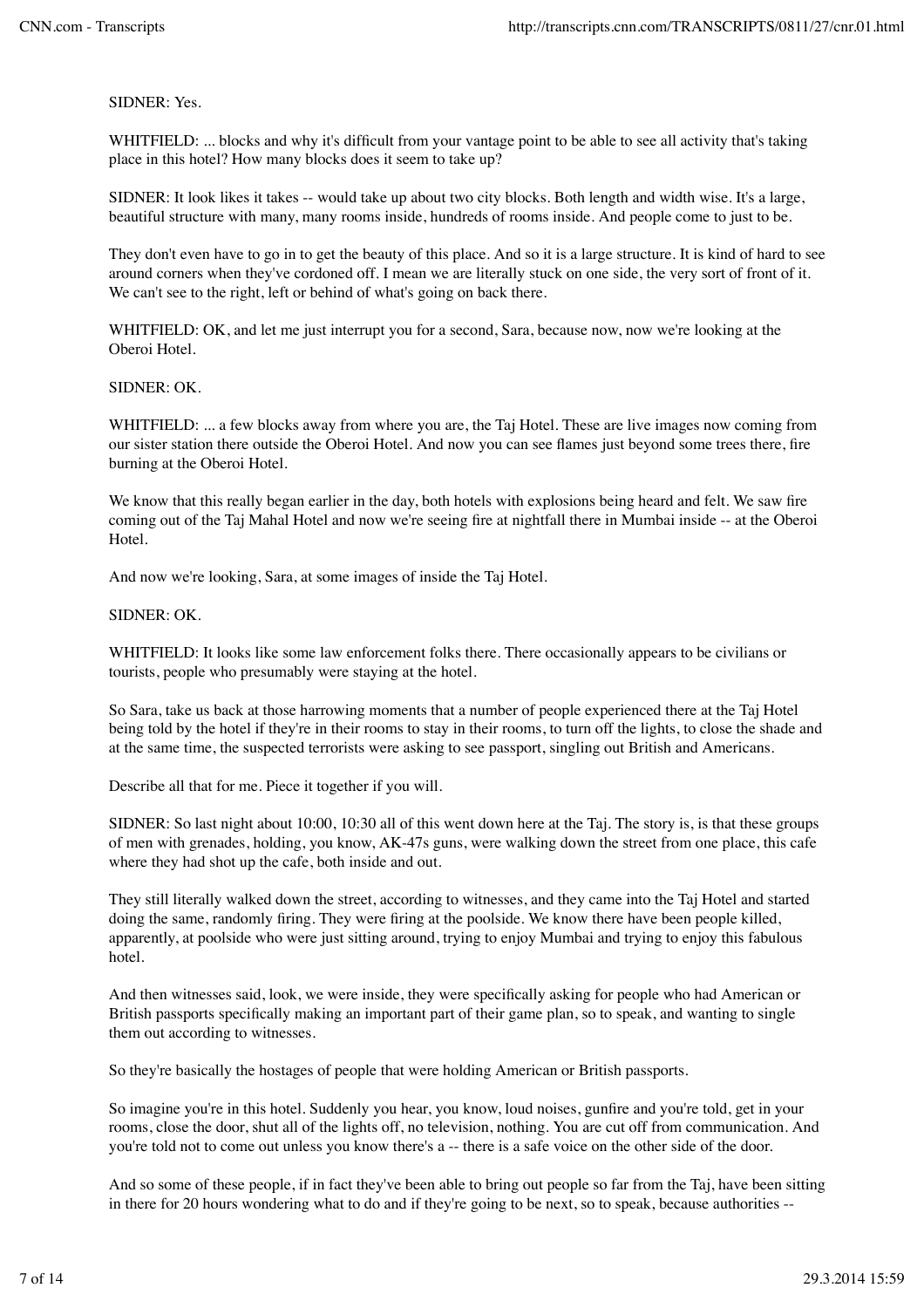SIDNER: Yes.

WHITFIELD: ... blocks and why it's difficult from your vantage point to be able to see all activity that's taking place in this hotel? How many blocks does it seem to take up?

SIDNER: It look likes it takes -- would take up about two city blocks. Both length and width wise. It's a large, beautiful structure with many, many rooms inside, hundreds of rooms inside. And people come to just to be.

They don't even have to go in to get the beauty of this place. And so it is a large structure. It is kind of hard to see around corners when they've cordoned off. I mean we are literally stuck on one side, the very sort of front of it. We can't see to the right, left or behind of what's going on back there.

WHITFIELD: OK, and let me just interrupt you for a second, Sara, because now, now we're looking at the Oberoi Hotel.

SIDNER: OK.

WHITFIELD: ... a few blocks away from where you are, the Taj Hotel. These are live images now coming from our sister station there outside the Oberoi Hotel. And now you can see flames just beyond some trees there, fire burning at the Oberoi Hotel.

We know that this really began earlier in the day, both hotels with explosions being heard and felt. We saw fire coming out of the Taj Mahal Hotel and now we're seeing fire at nightfall there in Mumbai inside -- at the Oberoi Hotel.

And now we're looking, Sara, at some images of inside the Taj Hotel.

SIDNER: OK.

WHITFIELD: It looks like some law enforcement folks there. There occasionally appears to be civilians or tourists, people who presumably were staying at the hotel.

So Sara, take us back at those harrowing moments that a number of people experienced there at the Taj Hotel being told by the hotel if they're in their rooms to stay in their rooms, to turn off the lights, to close the shade and at the same time, the suspected terrorists were asking to see passport, singling out British and Americans.

Describe all that for me. Piece it together if you will.

SIDNER: So last night about 10:00, 10:30 all of this went down here at the Taj. The story is, is that these groups of men with grenades, holding, you know, AK-47s guns, were walking down the street from one place, this cafe where they had shot up the cafe, both inside and out.

They still literally walked down the street, according to witnesses, and they came into the Taj Hotel and started doing the same, randomly firing. They were firing at the poolside. We know there have been people killed, apparently, at poolside who were just sitting around, trying to enjoy Mumbai and trying to enjoy this fabulous hotel.

And then witnesses said, look, we were inside, they were specifically asking for people who had American or British passports specifically making an important part of their game plan, so to speak, and wanting to single them out according to witnesses.

So they're basically the hostages of people that were holding American or British passports.

So imagine you're in this hotel. Suddenly you hear, you know, loud noises, gunfire and you're told, get in your rooms, close the door, shut all of the lights off, no television, nothing. You are cut off from communication. And you're told not to come out unless you know there's a -- there is a safe voice on the other side of the door.

And so some of these people, if in fact they've been able to bring out people so far from the Taj, have been sitting in there for 20 hours wondering what to do and if they're going to be next, so to speak, because authorities --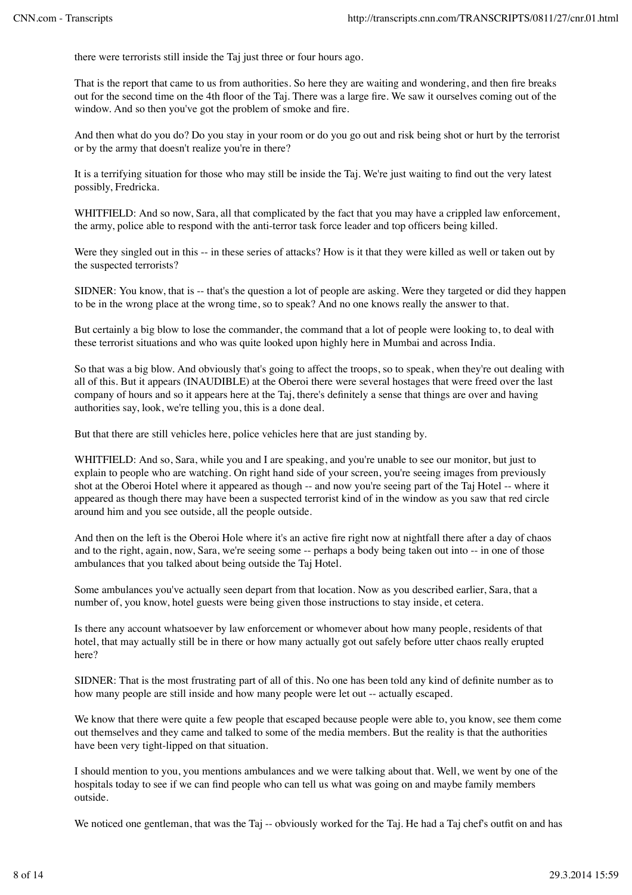there were terrorists still inside the Taj just three or four hours ago.

That is the report that came to us from authorities. So here they are waiting and wondering, and then fire breaks out for the second time on the 4th floor of the Taj. There was a large fire. We saw it ourselves coming out of the window. And so then you've got the problem of smoke and fire.

And then what do you do? Do you stay in your room or do you go out and risk being shot or hurt by the terrorist or by the army that doesn't realize you're in there?

It is a terrifying situation for those who may still be inside the Taj. We're just waiting to find out the very latest possibly, Fredricka.

WHITFIELD: And so now, Sara, all that complicated by the fact that you may have a crippled law enforcement, the army, police able to respond with the anti-terror task force leader and top officers being killed.

Were they singled out in this -- in these series of attacks? How is it that they were killed as well or taken out by the suspected terrorists?

SIDNER: You know, that is -- that's the question a lot of people are asking. Were they targeted or did they happen to be in the wrong place at the wrong time, so to speak? And no one knows really the answer to that.

But certainly a big blow to lose the commander, the command that a lot of people were looking to, to deal with these terrorist situations and who was quite looked upon highly here in Mumbai and across India.

So that was a big blow. And obviously that's going to affect the troops, so to speak, when they're out dealing with all of this. But it appears (INAUDIBLE) at the Oberoi there were several hostages that were freed over the last company of hours and so it appears here at the Taj, there's definitely a sense that things are over and having authorities say, look, we're telling you, this is a done deal.

But that there are still vehicles here, police vehicles here that are just standing by.

WHITFIELD: And so, Sara, while you and I are speaking, and you're unable to see our monitor, but just to explain to people who are watching. On right hand side of your screen, you're seeing images from previously shot at the Oberoi Hotel where it appeared as though -- and now you're seeing part of the Taj Hotel -- where it appeared as though there may have been a suspected terrorist kind of in the window as you saw that red circle around him and you see outside, all the people outside.

And then on the left is the Oberoi Hole where it's an active fire right now at nightfall there after a day of chaos and to the right, again, now, Sara, we're seeing some -- perhaps a body being taken out into -- in one of those ambulances that you talked about being outside the Taj Hotel.

Some ambulances you've actually seen depart from that location. Now as you described earlier, Sara, that a number of, you know, hotel guests were being given those instructions to stay inside, et cetera.

Is there any account whatsoever by law enforcement or whomever about how many people, residents of that hotel, that may actually still be in there or how many actually got out safely before utter chaos really erupted here?

SIDNER: That is the most frustrating part of all of this. No one has been told any kind of definite number as to how many people are still inside and how many people were let out -- actually escaped.

We know that there were quite a few people that escaped because people were able to, you know, see them come out themselves and they came and talked to some of the media members. But the reality is that the authorities have been very tight-lipped on that situation.

I should mention to you, you mentions ambulances and we were talking about that. Well, we went by one of the hospitals today to see if we can find people who can tell us what was going on and maybe family members outside.

We noticed one gentleman, that was the Taj -- obviously worked for the Taj. He had a Taj chef's outfit on and has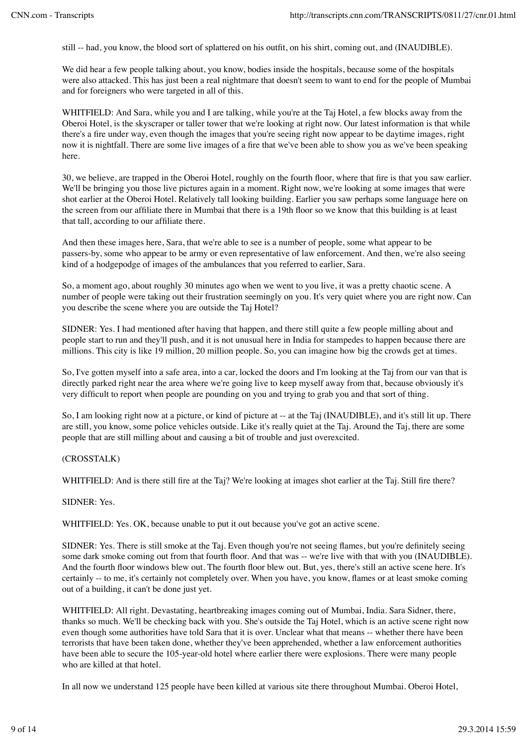still -- had, you know, the blood sort of splattered on his outfit, on his shirt, coming out, and (INAUDIBLE).

We did hear a few people talking about, you know, bodies inside the hospitals, because some of the hospitals were also attacked. This has just been a real nightmare that doesn't seem to want to end for the people of Mumbai and for foreigners who were targeted in all of this.

WHITFIELD: And Sara, while you and I are talking, while you're at the Taj Hotel, a few blocks away from the Oberoi Hotel, is the skyscraper or taller tower that we're looking at right now. Our latest information is that while there's a fire under way, even though the images that you're seeing right now appear to be daytime images, right now it is nightfall. There are some live images of a fire that we've been able to show you as we've been speaking here.

30, we believe, are trapped in the Oberoi Hotel, roughly on the fourth floor, where that fire is that you saw earlier. We'll be bringing you those live pictures again in a moment. Right now, we're looking at some images that were shot earlier at the Oberoi Hotel. Relatively tall looking building. Earlier you saw perhaps some language here on the screen from our affiliate there in Mumbai that there is a 19th floor so we know that this building is at least that tall, according to our affiliate there.

And then these images here, Sara, that we're able to see is a number of people, some what appear to be passers-by, some who appear to be army or even representative of law enforcement. And then, we're also seeing kind of a hodgepodge of images of the ambulances that you referred to earlier, Sara.

So, a moment ago, about roughly 30 minutes ago when we went to you live, it was a pretty chaotic scene. A number of people were taking out their frustration seemingly on you. It's very quiet where you are right now. Can you describe the scene where you are outside the Taj Hotel?

SIDNER: Yes. I had mentioned after having that happen, and there still quite a few people milling about and people start to run and they'll push, and it is not unusual here in India for stampedes to happen because there are millions. This city is like 19 million, 20 million people. So, you can imagine how big the crowds get at times.

So, I've gotten myself into a safe area, into a car, locked the doors and I'm looking at the Taj from our van that is directly parked right near the area where we're going live to keep myself away from that, because obviously it's very difficult to report when people are pounding on you and trying to grab you and that sort of thing.

So, I am looking right now at a picture, or kind of picture at -- at the Taj (INAUDIBLE), and it's still lit up. There are still, you know, some police vehicles outside. Like it's really quiet at the Taj. Around the Taj, there are some people that are still milling about and causing a bit of trouble and just overexcited.

(CROSSTALK)

WHITFIELD: And is there still fire at the Taj? We're looking at images shot earlier at the Taj. Still fire there?

SIDNER: Yes.

WHITFIELD: Yes. OK, because unable to put it out because you've got an active scene.

SIDNER: Yes. There is still smoke at the Taj. Even though you're not seeing flames, but you're definitely seeing some dark smoke coming out from that fourth floor. And that was -- we're live with that with you (INAUDIBLE). And the fourth floor windows blew out. The fourth floor blew out. But, yes, there's still an active scene here. It's certainly -- to me, it's certainly not completely over. When you have, you know, flames or at least smoke coming out of a building, it can't be done just yet.

WHITFIELD: All right. Devastating, heartbreaking images coming out of Mumbai, India. Sara Sidner, there, thanks so much. We'll be checking back with you. She's outside the Taj Hotel, which is an active scene right now even though some authorities have told Sara that it is over. Unclear what that means -- whether there have been terrorists that have been taken done, whether they've been apprehended, whether a law enforcement authorities have been able to secure the 105-year-old hotel where earlier there were explosions. There were many people who are killed at that hotel.

In all now we understand 125 people have been killed at various site there throughout Mumbai. Oberoi Hotel,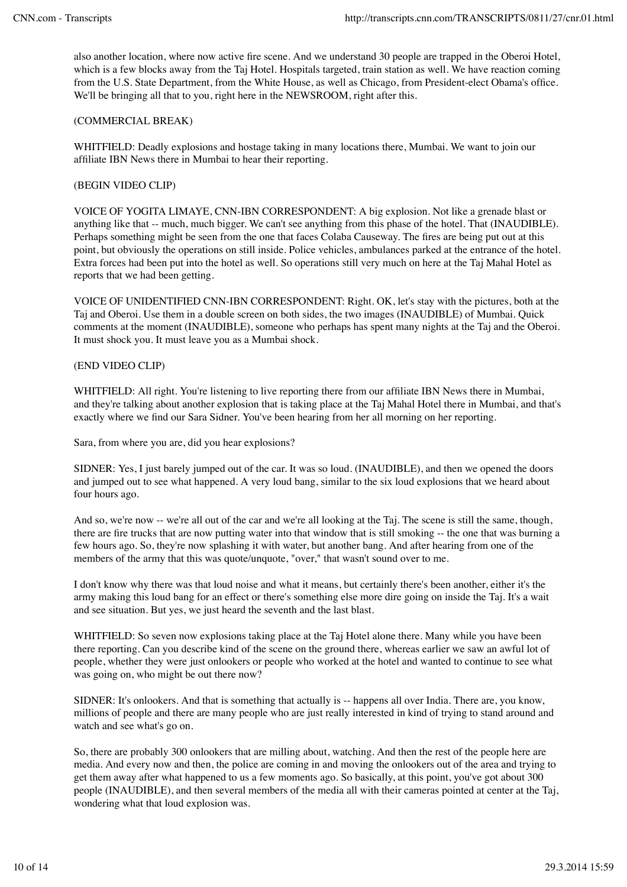also another location, where now active fire scene. And we understand 30 people are trapped in the Oberoi Hotel, which is a few blocks away from the Taj Hotel. Hospitals targeted, train station as well. We have reaction coming from the U.S. State Department, from the White House, as well as Chicago, from President-elect Obama's office. We'll be bringing all that to you, right here in the NEWSROOM, right after this.

(COMMERCIAL BREAK)

WHITFIELD: Deadly explosions and hostage taking in many locations there, Mumbai. We want to join our affiliate IBN News there in Mumbai to hear their reporting.

(BEGIN VIDEO CLIP)

VOICE OF YOGITA LIMAYE, CNN-IBN CORRESPONDENT: A big explosion. Not like a grenade blast or anything like that -- much, much bigger. We can't see anything from this phase of the hotel. That (INAUDIBLE). Perhaps something might be seen from the one that faces Colaba Causeway. The fires are being put out at this point, but obviously the operations on still inside. Police vehicles, ambulances parked at the entrance of the hotel. Extra forces had been put into the hotel as well. So operations still very much on here at the Taj Mahal Hotel as reports that we had been getting.

VOICE OF UNIDENTIFIED CNN-IBN CORRESPONDENT: Right. OK, let's stay with the pictures, both at the Taj and Oberoi. Use them in a double screen on both sides, the two images (INAUDIBLE) of Mumbai. Quick comments at the moment (INAUDIBLE), someone who perhaps has spent many nights at the Taj and the Oberoi. It must shock you. It must leave you as a Mumbai shock.

(END VIDEO CLIP)

WHITFIELD: All right. You're listening to live reporting there from our affiliate IBN News there in Mumbai, and they're talking about another explosion that is taking place at the Taj Mahal Hotel there in Mumbai, and that's exactly where we find our Sara Sidner. You've been hearing from her all morning on her reporting.

Sara, from where you are, did you hear explosions?

SIDNER: Yes, I just barely jumped out of the car. It was so loud. (INAUDIBLE), and then we opened the doors and jumped out to see what happened. A very loud bang, similar to the six loud explosions that we heard about four hours ago.

And so, we're now -- we're all out of the car and we're all looking at the Taj. The scene is still the same, though, there are fire trucks that are now putting water into that window that is still smoking -- the one that was burning a few hours ago. So, they're now splashing it with water, but another bang. And after hearing from one of the members of the army that this was quote/unquote, "over," that wasn't sound over to me.

I don't know why there was that loud noise and what it means, but certainly there's been another, either it's the army making this loud bang for an effect or there's something else more dire going on inside the Taj. It's a wait and see situation. But yes, we just heard the seventh and the last blast.

WHITFIELD: So seven now explosions taking place at the Taj Hotel alone there. Many while you have been there reporting. Can you describe kind of the scene on the ground there, whereas earlier we saw an awful lot of people, whether they were just onlookers or people who worked at the hotel and wanted to continue to see what was going on, who might be out there now?

SIDNER: It's onlookers. And that is something that actually is -- happens all over India. There are, you know, millions of people and there are many people who are just really interested in kind of trying to stand around and watch and see what's go on.

So, there are probably 300 onlookers that are milling about, watching. And then the rest of the people here are media. And every now and then, the police are coming in and moving the onlookers out of the area and trying to get them away after what happened to us a few moments ago. So basically, at this point, you've got about 300 people (INAUDIBLE), and then several members of the media all with their cameras pointed at center at the Taj, wondering what that loud explosion was.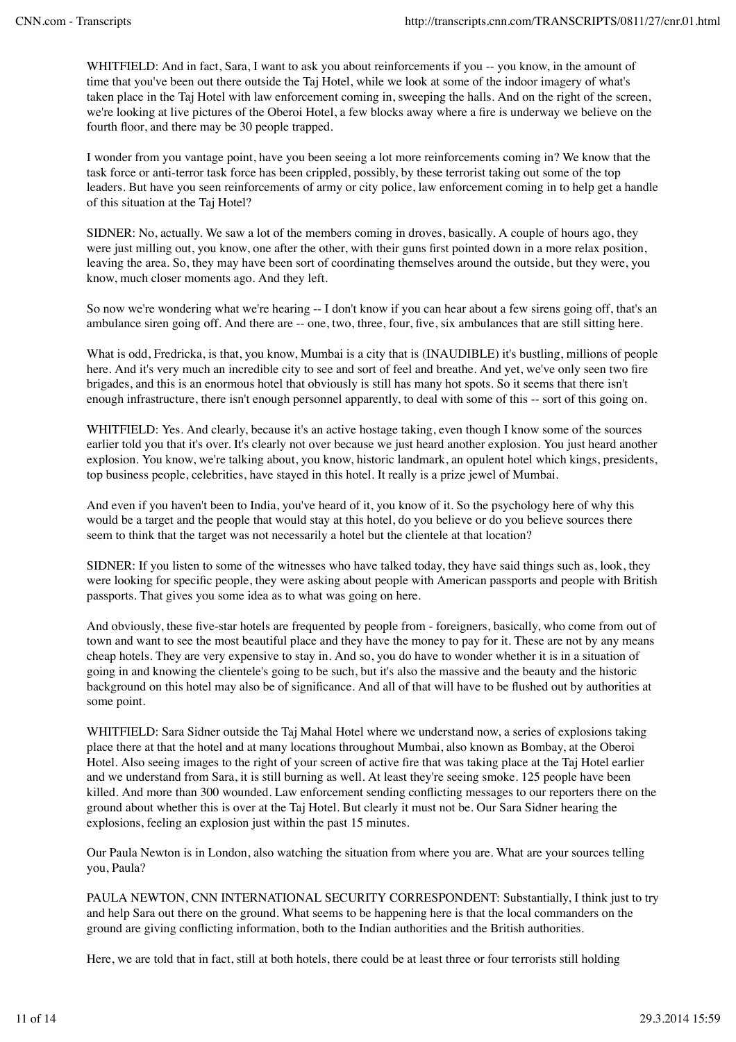WHITFIELD: And in fact, Sara, I want to ask you about reinforcements if you -- you know, in the amount of time that you've been out there outside the Taj Hotel, while we look at some of the indoor imagery of what's taken place in the Taj Hotel with law enforcement coming in, sweeping the halls. And on the right of the screen, we're looking at live pictures of the Oberoi Hotel, a few blocks away where a fire is underway we believe on the fourth floor, and there may be 30 people trapped.

I wonder from you vantage point, have you been seeing a lot more reinforcements coming in? We know that the task force or anti-terror task force has been crippled, possibly, by these terrorist taking out some of the top leaders. But have you seen reinforcements of army or city police, law enforcement coming in to help get a handle of this situation at the Taj Hotel?

SIDNER: No, actually. We saw a lot of the members coming in droves, basically. A couple of hours ago, they were just milling out, you know, one after the other, with their guns first pointed down in a more relax position, leaving the area. So, they may have been sort of coordinating themselves around the outside, but they were, you know, much closer moments ago. And they left.

So now we're wondering what we're hearing -- I don't know if you can hear about a few sirens going off, that's an ambulance siren going off. And there are -- one, two, three, four, five, six ambulances that are still sitting here.

What is odd, Fredricka, is that, you know, Mumbai is a city that is (INAUDIBLE) it's bustling, millions of people here. And it's very much an incredible city to see and sort of feel and breathe. And yet, we've only seen two fire brigades, and this is an enormous hotel that obviously is still has many hot spots. So it seems that there isn't enough infrastructure, there isn't enough personnel apparently, to deal with some of this -- sort of this going on.

WHITFIELD: Yes. And clearly, because it's an active hostage taking, even though I know some of the sources earlier told you that it's over. It's clearly not over because we just heard another explosion. You just heard another explosion. You know, we're talking about, you know, historic landmark, an opulent hotel which kings, presidents, top business people, celebrities, have stayed in this hotel. It really is a prize jewel of Mumbai.

And even if you haven't been to India, you've heard of it, you know of it. So the psychology here of why this would be a target and the people that would stay at this hotel, do you believe or do you believe sources there seem to think that the target was not necessarily a hotel but the clientele at that location?

SIDNER: If you listen to some of the witnesses who have talked today, they have said things such as, look, they were looking for specific people, they were asking about people with American passports and people with British passports. That gives you some idea as to what was going on here.

And obviously, these five-star hotels are frequented by people from - foreigners, basically, who come from out of town and want to see the most beautiful place and they have the money to pay for it. These are not by any means cheap hotels. They are very expensive to stay in. And so, you do have to wonder whether it is in a situation of going in and knowing the clientele's going to be such, but it's also the massive and the beauty and the historic background on this hotel may also be of significance. And all of that will have to be flushed out by authorities at some point.

WHITFIELD: Sara Sidner outside the Taj Mahal Hotel where we understand now, a series of explosions taking place there at that the hotel and at many locations throughout Mumbai, also known as Bombay, at the Oberoi Hotel. Also seeing images to the right of your screen of active fire that was taking place at the Taj Hotel earlier and we understand from Sara, it is still burning as well. At least they're seeing smoke. 125 people have been killed. And more than 300 wounded. Law enforcement sending conflicting messages to our reporters there on the ground about whether this is over at the Taj Hotel. But clearly it must not be. Our Sara Sidner hearing the explosions, feeling an explosion just within the past 15 minutes.

Our Paula Newton is in London, also watching the situation from where you are. What are your sources telling you, Paula?

PAULA NEWTON, CNN INTERNATIONAL SECURITY CORRESPONDENT: Substantially, I think just to try and help Sara out there on the ground. What seems to be happening here is that the local commanders on the ground are giving conflicting information, both to the Indian authorities and the British authorities.

Here, we are told that in fact, still at both hotels, there could be at least three or four terrorists still holding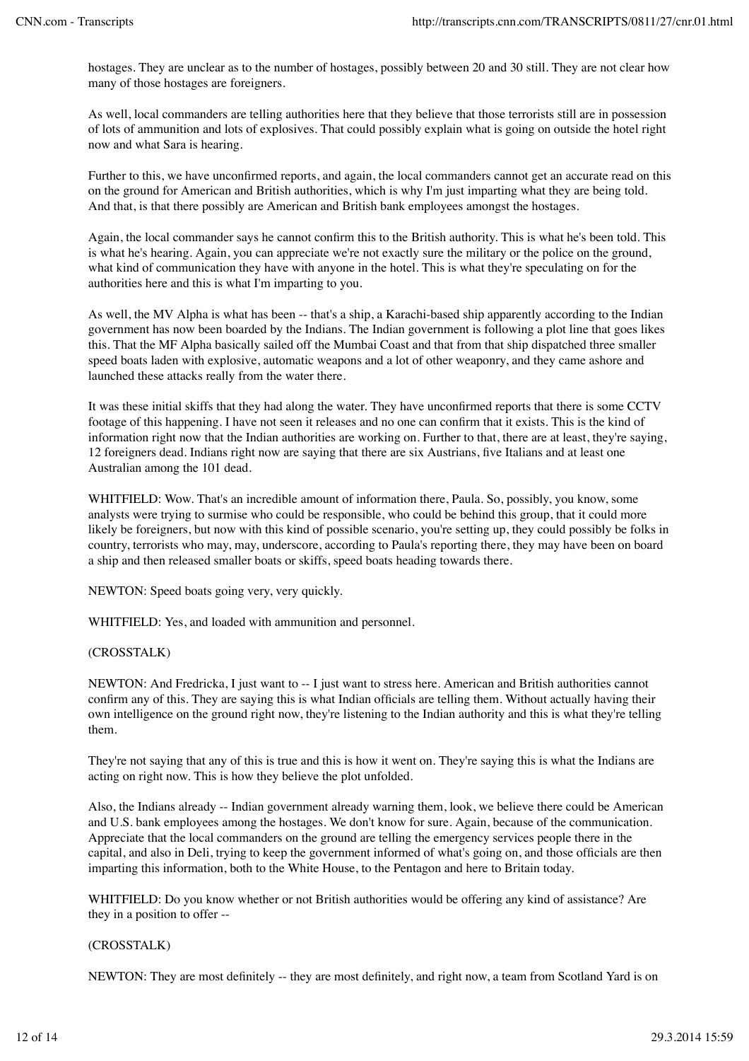hostages. They are unclear as to the number of hostages, possibly between 20 and 30 still. They are not clear how many of those hostages are foreigners.

As well, local commanders are telling authorities here that they believe that those terrorists still are in possession of lots of ammunition and lots of explosives. That could possibly explain what is going on outside the hotel right now and what Sara is hearing.

Further to this, we have unconfirmed reports, and again, the local commanders cannot get an accurate read on this on the ground for American and British authorities, which is why I'm just imparting what they are being told. And that, is that there possibly are American and British bank employees amongst the hostages.

Again, the local commander says he cannot confirm this to the British authority. This is what he's been told. This is what he's hearing. Again, you can appreciate we're not exactly sure the military or the police on the ground, what kind of communication they have with anyone in the hotel. This is what they're speculating on for the authorities here and this is what I'm imparting to you.

As well, the MV Alpha is what has been -- that's a ship, a Karachi-based ship apparently according to the Indian government has now been boarded by the Indians. The Indian government is following a plot line that goes likes this. That the MF Alpha basically sailed off the Mumbai Coast and that from that ship dispatched three smaller speed boats laden with explosive, automatic weapons and a lot of other weaponry, and they came ashore and launched these attacks really from the water there.

It was these initial skiffs that they had along the water. They have unconfirmed reports that there is some CCTV footage of this happening. I have not seen it releases and no one can confirm that it exists. This is the kind of information right now that the Indian authorities are working on. Further to that, there are at least, they're saying, 12 foreigners dead. Indians right now are saying that there are six Austrians, five Italians and at least one Australian among the 101 dead.

WHITFIELD: Wow. That's an incredible amount of information there, Paula. So, possibly, you know, some analysts were trying to surmise who could be responsible, who could be behind this group, that it could more likely be foreigners, but now with this kind of possible scenario, you're setting up, they could possibly be folks in country, terrorists who may, may, underscore, according to Paula's reporting there, they may have been on board a ship and then released smaller boats or skiffs, speed boats heading towards there.

NEWTON: Speed boats going very, very quickly.

WHITFIELD: Yes, and loaded with ammunition and personnel.

(CROSSTALK)

NEWTON: And Fredricka, I just want to -- I just want to stress here. American and British authorities cannot confirm any of this. They are saying this is what Indian officials are telling them. Without actually having their own intelligence on the ground right now, they're listening to the Indian authority and this is what they're telling them.

They're not saying that any of this is true and this is how it went on. They're saying this is what the Indians are acting on right now. This is how they believe the plot unfolded.

Also, the Indians already -- Indian government already warning them, look, we believe there could be American and U.S. bank employees among the hostages. We don't know for sure. Again, because of the communication. Appreciate that the local commanders on the ground are telling the emergency services people there in the capital, and also in Deli, trying to keep the government informed of what's going on, and those officials are then imparting this information, both to the White House, to the Pentagon and here to Britain today.

WHITFIELD: Do you know whether or not British authorities would be offering any kind of assistance? Are they in a position to offer --

(CROSSTALK)

NEWTON: They are most definitely -- they are most definitely, and right now, a team from Scotland Yard is on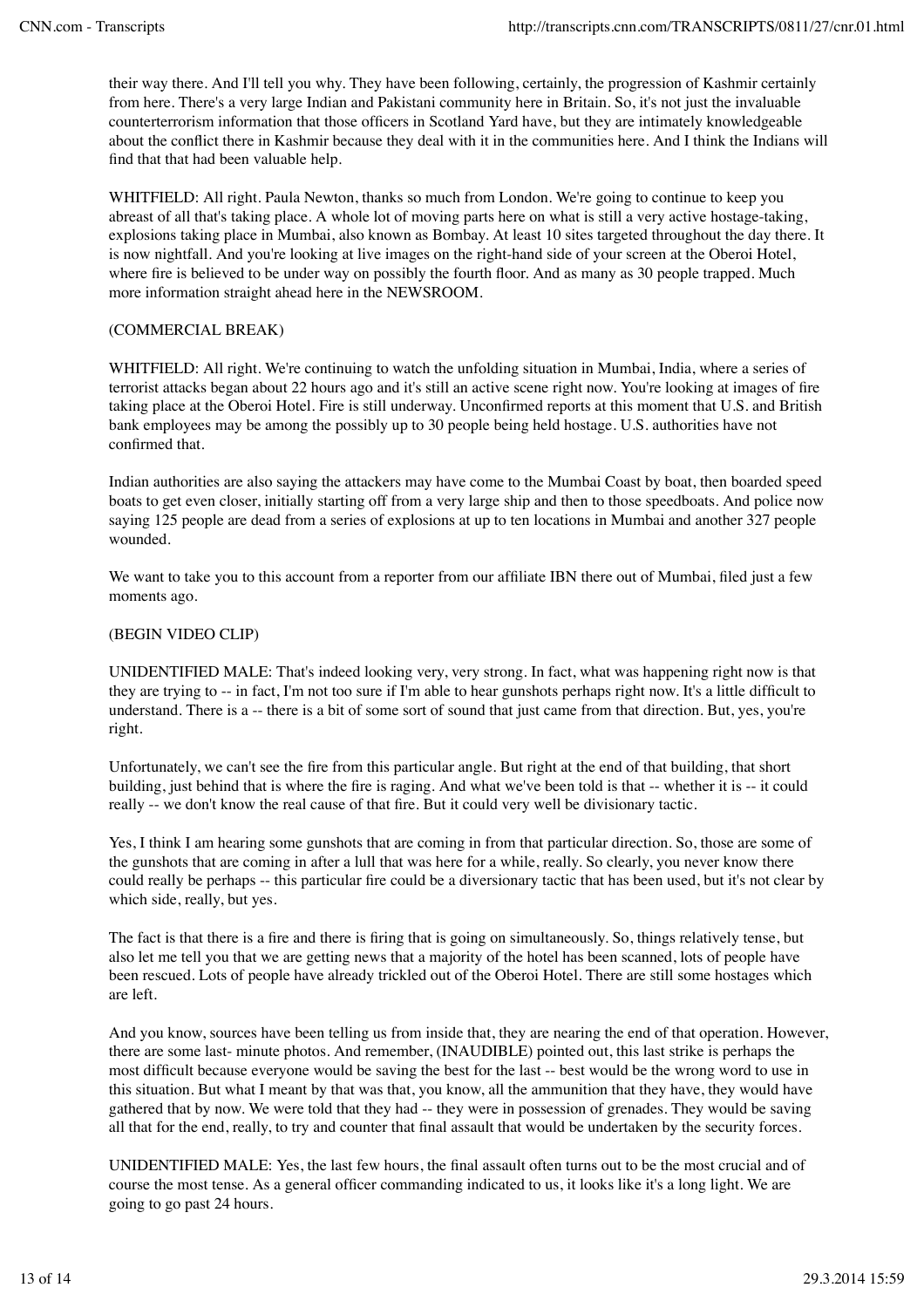their way there. And I'll tell you why. They have been following, certainly, the progression of Kashmir certainly from here. There's a very large Indian and Pakistani community here in Britain. So, it's not just the invaluable counterterrorism information that those officers in Scotland Yard have, but they are intimately knowledgeable about the conflict there in Kashmir because they deal with it in the communities here. And I think the Indians will find that that had been valuable help.

WHITFIELD: All right. Paula Newton, thanks so much from London. We're going to continue to keep you abreast of all that's taking place. A whole lot of moving parts here on what is still a very active hostage-taking, explosions taking place in Mumbai, also known as Bombay. At least 10 sites targeted throughout the day there. It is now nightfall. And you're looking at live images on the right-hand side of your screen at the Oberoi Hotel, where fire is believed to be under way on possibly the fourth floor. And as many as 30 people trapped. Much more information straight ahead here in the NEWSROOM.

(COMMERCIAL BREAK)

WHITFIELD: All right. We're continuing to watch the unfolding situation in Mumbai, India, where a series of terrorist attacks began about 22 hours ago and it's still an active scene right now. You're looking at images of fire taking place at the Oberoi Hotel. Fire is still underway. Unconfirmed reports at this moment that U.S. and British bank employees may be among the possibly up to 30 people being held hostage. U.S. authorities have not confirmed that.

Indian authorities are also saying the attackers may have come to the Mumbai Coast by boat, then boarded speed boats to get even closer, initially starting off from a very large ship and then to those speedboats. And police now saying 125 people are dead from a series of explosions at up to ten locations in Mumbai and another 327 people wounded.

We want to take you to this account from a reporter from our affiliate IBN there out of Mumbai, filed just a few moments ago.

(BEGIN VIDEO CLIP)

UNIDENTIFIED MALE: That's indeed looking very, very strong. In fact, what was happening right now is that they are trying to -- in fact, I'm not too sure if I'm able to hear gunshots perhaps right now. It's a little difficult to understand. There is a -- there is a bit of some sort of sound that just came from that direction. But, yes, you're right.

Unfortunately, we can't see the fire from this particular angle. But right at the end of that building, that short building, just behind that is where the fire is raging. And what we've been told is that -- whether it is -- it could really -- we don't know the real cause of that fire. But it could very well be divisionary tactic.

Yes, I think I am hearing some gunshots that are coming in from that particular direction. So, those are some of the gunshots that are coming in after a lull that was here for a while, really. So clearly, you never know there could really be perhaps -- this particular fire could be a diversionary tactic that has been used, but it's not clear by which side, really, but yes.

The fact is that there is a fire and there is firing that is going on simultaneously. So, things relatively tense, but also let me tell you that we are getting news that a majority of the hotel has been scanned, lots of people have been rescued. Lots of people have already trickled out of the Oberoi Hotel. There are still some hostages which are left.

And you know, sources have been telling us from inside that, they are nearing the end of that operation. However, there are some last- minute photos. And remember, (INAUDIBLE) pointed out, this last strike is perhaps the most difficult because everyone would be saving the best for the last -- best would be the wrong word to use in this situation. But what I meant by that was that, you know, all the ammunition that they have, they would have gathered that by now. We were told that they had -- they were in possession of grenades. They would be saving all that for the end, really, to try and counter that final assault that would be undertaken by the security forces.

UNIDENTIFIED MALE: Yes, the last few hours, the final assault often turns out to be the most crucial and of course the most tense. As a general officer commanding indicated to us, it looks like it's a long light. We are going to go past 24 hours.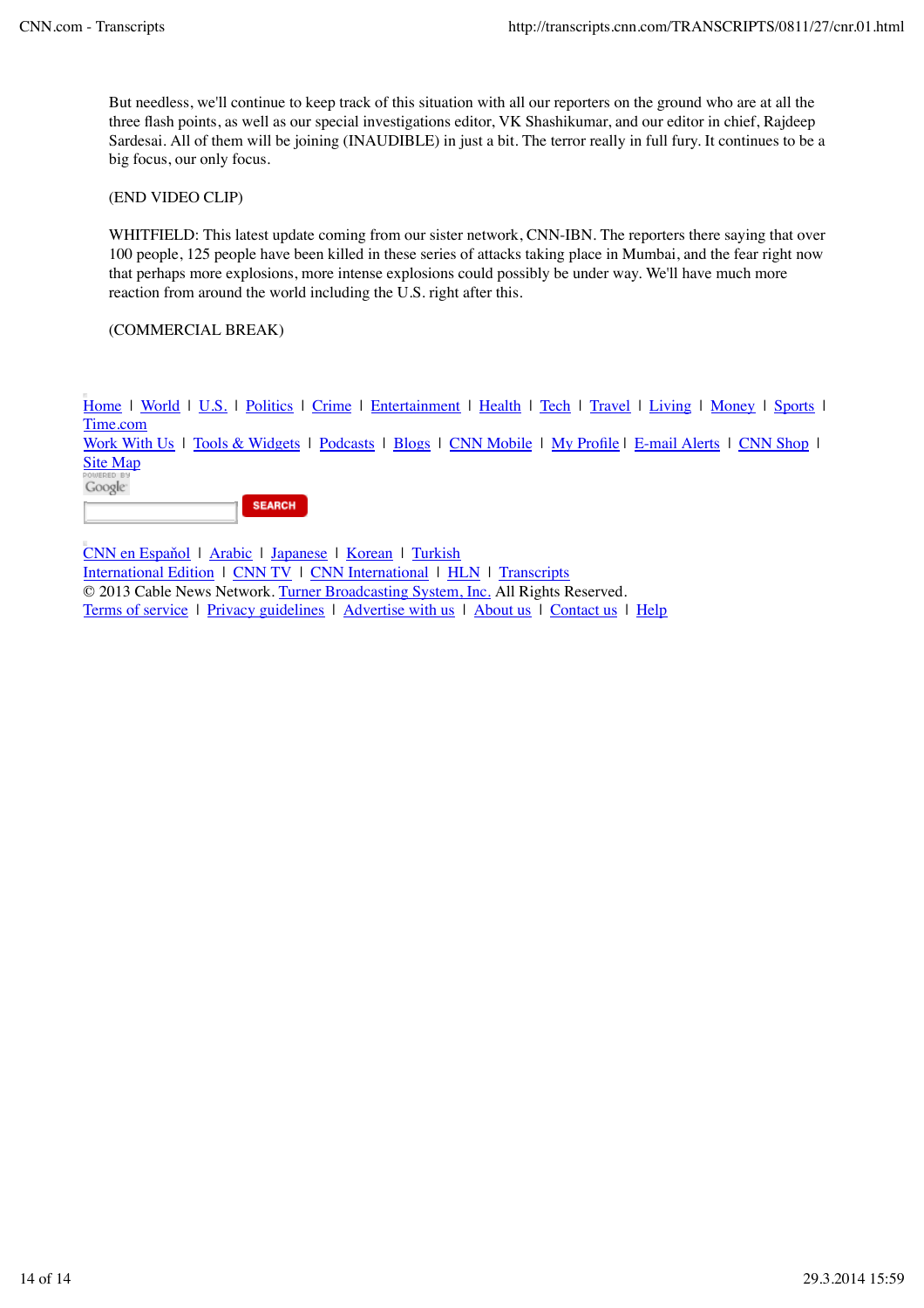But needless, we'll continue to keep track of this situation with all our reporters on the ground who are at all the three flash points, as well as our special investigations editor, VK Shashikumar, and our editor in chief, Rajdeep Sardesai. All of them will be joining (INAUDIBLE) in just a bit. The terror really in full fury. It continues to be a big focus, our only focus.

(END VIDEO CLIP)

WHITFIELD: This latest update coming from our sister network, CNN-IBN. The reporters there saying that over 100 people, 125 people have been killed in these series of attacks taking place in Mumbai, and the fear right now that perhaps more explosions, more intense explosions could possibly be under way. We'll have much more reaction from around the world including the U.S. right after this.

(COMMERCIAL BREAK)

Home | World | U.S. | Politics | Crime | Entertainment | Health | Tech | Travel | Living | Money | Sports | Time.com

Work With Us | Tools & Widgets | Podcasts | Blogs | CNN Mobile | My Profile | E-mail Alerts | CNN Shop | Site Map

POWERED BY Google

SEARCH

CNN en Español | Arabic | Japanese | Korean | Turkish

International Edition | CNN TV | CNN International | HLN | Transcripts

© 2013 Cable News Network. Turner Broadcasting System, Inc. All Rights Reserved.

Terms of service | Privacy guidelines | Advertise with us | About us | Contact us | Help